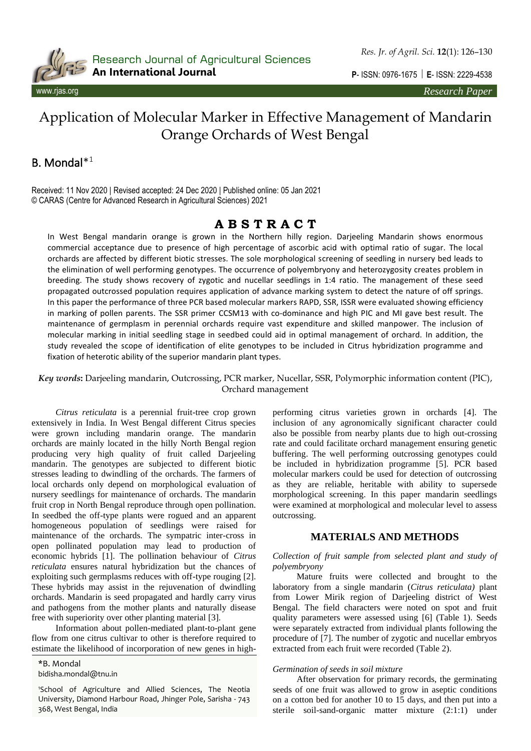# Application of Molecular Marker in Effective Management of Mandarin Orange Orchards of West Bengal

## B. Mondal*[1]

Received: 11 Nov 2020 | Revised accepted: 24 Dec 2020 | Published online: 05 Jan 2021
© CARAS (Centre for Advanced Research in Agricultural Sciences) 2021

## ABSTRACT

In West Bengal mandarin orange is grown in the Northern hilly region. Darjeeling Mandarin shows enormous commercial acceptance due to presence of high percentage of ascorbic acid with optimal ratio of sugar. The local orchards are affected by different biotic stresses. The sole morphological screening of seedling in nursery bed leads to the elimination of well performing genotypes. The occurrence of polyembryony and heterozygosity creates problem in breeding. The study shows recovery of zygotic and nucellar seedlings in 1:4 ratio. The management of these seed propagated outcrossed population requires application of advance marking system to detect the nature of off springs. In this paper the performance of three PCR based molecular markers RAPD, SSR, ISSR were evaluated showing efficiency in marking of pollen parents. The SSR primer CCSM13 with co-dominance and high PIC and MI gave best result. The maintenance of germplasm in perennial orchards require vast expenditure and skilled manpower. The inclusion of molecular marking in initial seedling stage in seedbed could aid in optimal management of orchard. In addition, the study revealed the scope of identification of elite genotypes to be included in Citrus hybridization programme and fixation of heterotic ability of the superior mandarin plant types.

***Key words*:** Darjeeling mandarin, Outcrossing, PCR marker, Nucellar, SSR, Polymorphic information content (PIC), Orchard management

*Citrus reticulata* is a perennial fruit-tree crop grown extensively in India. In West Bengal different Citrus species were grown including mandarin orange. The mandarin orchards are mainly located in the hilly North Bengal region producing very high quality of fruit called Darjeeling mandarin. The genotypes are subjected to different biotic stresses leading to dwindling of the orchards. The farmers of local orchards only depend on morphological evaluation of nursery seedlings for maintenance of orchards. The mandarin fruit crop in North Bengal reproduce through open pollination. In seedbed the off-type plants were rogued and an apparent homogeneous population of seedlings were raised for maintenance of the orchards. The sympatric inter-cross in open pollinated population may lead to production of economic hybrids [1]. The pollination behaviour of *Citrus reticulata* ensures natural hybridization but the chances of exploiting such germplasms reduces with off-type rouging [2]. These hybrids may assist in the rejuvenation of dwindling orchards. Mandarin is seed propagated and hardly carry virus and pathogens from the mother plants and naturally disease free with superiority over other planting material [3].

Information about pollen-mediated plant-to-plant gene flow from one citrus cultivar to other is therefore required to estimate the likelihood of incorporation of new genes in high-performing citrus varieties grown in orchards [4]. The inclusion of any agronomically significant character could also be possible from nearby plants due to high out-crossing rate and could facilitate orchard management ensuring genetic buffering. The well performing outcrossing genotypes could be included in hybridization programme [5]. PCR based molecular markers could be used for detection of outcrossing as they are reliable, heritable with ability to supersede morphological screening. In this paper mandarin seedlings were examined at morphological and molecular level to assess outcrossing.

*B. Mondal
bidisha.mondal@tnu.in

[1]School of Agriculture and Allied Sciences, The Neotia University, Diamond Harbour Road, Jhinger Pole, Sarisha - 743 368, West Bengal, India

## MATERIALS AND METHODS

### *Collection of fruit sample from selected plant and study of polyembryony*

Mature fruits were collected and brought to the laboratory from a single mandarin (*Citrus reticulata)* plant from Lower Mirik region of Darjeeling district of West Bengal. The field characters were noted on spot and fruit quality parameters were assessed using [6] (Table 1). Seeds were separately extracted from individual plants following the procedure of [7]. The number of zygotic and nucellar embryos extracted from each fruit were recorded (Table 2).

### *Germination of seeds in soil mixture*

After observation for primary records, the germinating seeds of one fruit was allowed to grow in aseptic conditions on a cotton bed for another 10 to 15 days, and then put into a sterile soil-sand-organic matter mixture (2:1:1) under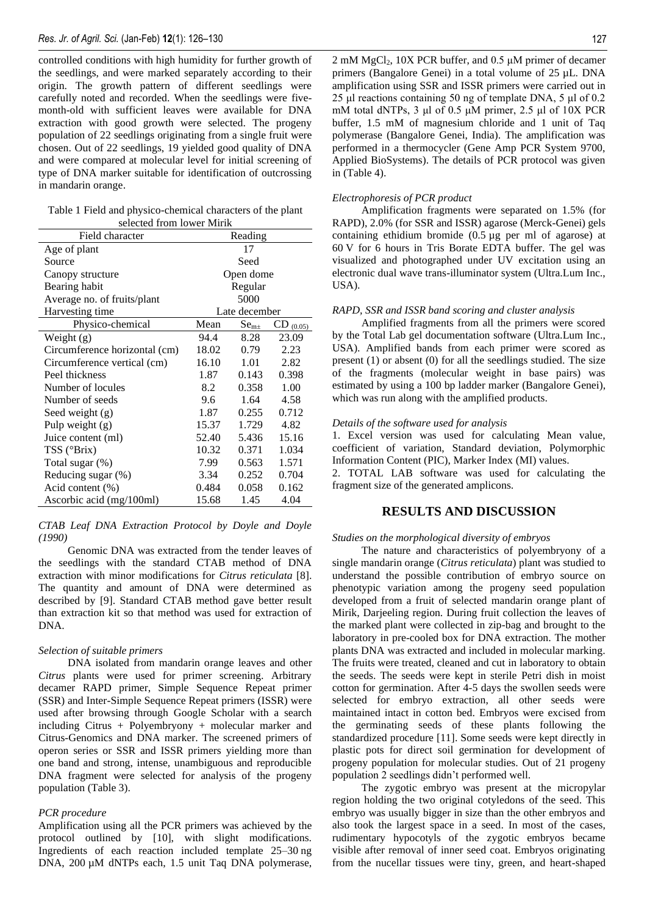controlled conditions with high humidity for further growth of the seedlings, and were marked separately according to their origin. The growth pattern of different seedlings were carefully noted and recorded. When the seedlings were five-month-old with sufficient leaves were available for DNA extraction with good growth were selected. The progeny population of 22 seedlings originating from a single fruit were chosen. Out of 22 seedlings, 19 yielded good quality of DNA and were compared at molecular level for initial screening of type of DNA marker suitable for identification of outcrossing in mandarin orange.

Table 1 Field and physico-chemical characters of the plant selected from lower Mirik

| Field character | Reading | | |
|---|---|---|---|
| Age of plant | 17 | | |
| Source | Seed | | |
| Canopy structure | Open dome | | |
| Bearing habit | Regular | | |
| Average no. of fruits/plant | 5000 | | |
| Harvesting time | Late december | | |
| Physico-chemical | Mean | $Se_{m\pm}$ | $CD_{(0.05)}$ |
| Weight (g) | 94.4 | 8.28 | 23.09 |
| Circumference horizontal (cm) | 18.02 | 0.79 | 2.23 |
| Circumference vertical (cm) | 16.10 | 1.01 | 2.82 |
| Peel thickness | 1.87 | 0.143 | 0.398 |
| Number of locules | 8.2 | 0.358 | 1.00 |
| Number of seeds | 9.6 | 1.64 | 4.58 |
| Seed weight (g) | 1.87 | 0.255 | 0.712 |
| Pulp weight (g) | 15.37 | 1.729 | 4.82 |
| Juice content (ml) | 52.40 | 5.436 | 15.16 |
| TSS (°Brix) | 10.32 | 0.371 | 1.034 |
| Total sugar (%) | 7.99 | 0.563 | 1.571 |
| Reducing sugar (%) | 3.34 | 0.252 | 0.704 |
| Acid content (%) | 0.484 | 0.058 | 0.162 |
| Ascorbic acid (mg/100ml) | 15.68 | 1.45 | 4.04 |

*CTAB Leaf DNA Extraction Protocol by Doyle and Doyle (1990)*

Genomic DNA was extracted from the tender leaves of the seedlings with the standard CTAB method of DNA extraction with minor modifications for *Citrus reticulata* [8]. The quantity and amount of DNA were determined as described by [9]. Standard CTAB method gave better result than extraction kit so that method was used for extraction of DNA.

*Selection of suitable primers*

DNA isolated from mandarin orange leaves and other *Citrus* plants were used for primer screening. Arbitrary decamer RAPD primer, Simple Sequence Repeat primer (SSR) and Inter-Simple Sequence Repeat primers (ISSR) were used after browsing through Google Scholar with a search including Citrus + Polyembryony + molecular marker and Citrus-Genomics and DNA marker. The screened primers of operon series or SSR and ISSR primers yielding more than one band and strong, intense, unambiguous and reproducible DNA fragment were selected for analysis of the progeny population (Table 3).

*PCR procedure*

Amplification using all the PCR primers was achieved by the protocol outlined by [10], with slight modifications. Ingredients of each reaction included template 25–30 ng DNA, 200 µM dNTPs each, 1.5 unit Taq DNA polymerase, 2 mM $MgCl_2$, 10X PCR buffer, and 0.5 µM primer of decamer primers (Bangalore Genei) in a total volume of 25 µL. DNA amplification using SSR and ISSR primers were carried out in 25 µl reactions containing 50 ng of template DNA, 5 µl of 0.2 mM total dNTPs, 3 µl of 0.5 µM primer, 2.5 µl of 10X PCR buffer, 1.5 mM of magnesium chloride and 1 unit of Taq polymerase (Bangalore Genei, India). The amplification was performed in a thermocycler (Gene Amp PCR System 9700, Applied BioSystems). The details of PCR protocol was given in (Table 4).

*Electrophoresis of PCR product*

Amplification fragments were separated on 1.5% (for RAPD), 2.0% (for SSR and ISSR) agarose (Merck-Genei) gels containing ethidium bromide (0.5 µg per ml of agarose) at 60 V for 6 hours in Tris Borate EDTA buffer. The gel was visualized and photographed under UV excitation using an electronic dual wave trans-illuminator system (Ultra.Lum Inc., USA).

*RAPD, SSR and ISSR band scoring and cluster analysis*

Amplified fragments from all the primers were scored by the Total Lab gel documentation software (Ultra.Lum Inc., USA). Amplified bands from each primer were scored as present (1) or absent (0) for all the seedlings studied. The size of the fragments (molecular weight in base pairs) was estimated by using a 100 bp ladder marker (Bangalore Genei), which was run along with the amplified products.

*Details of the software used for analysis*

1. Excel version was used for calculating Mean value, coefficient of variation, Standard deviation, Polymorphic Information Content (PIC), Marker Index (MI) values.
2. TOTAL LAB software was used for calculating the fragment size of the generated amplicons.

## RESULTS AND DISCUSSION

*Studies on the morphological diversity of embryos*

The nature and characteristics of polyembryony of a single mandarin orange (*Citrus reticulata*) plant was studied to understand the possible contribution of embryo source on phenotypic variation among the progeny seed population developed from a fruit of selected mandarin orange plant of Mirik, Darjeeling region. During fruit collection the leaves of the marked plant were collected in zip-bag and brought to the laboratory in pre-cooled box for DNA extraction. The mother plants DNA was extracted and included in molecular marking. The fruits were treated, cleaned and cut in laboratory to obtain the seeds. The seeds were kept in sterile Petri dish in moist cotton for germination. After 4-5 days the swollen seeds were selected for embryo extraction, all other seeds were maintained intact in cotton bed. Embryos were excised from the germinating seeds of these plants following the standardized procedure [11]. Some seeds were kept directly in plastic pots for direct soil germination for development of progeny population for molecular studies. Out of 21 progeny population 2 seedlings didn't performed well.

The zygotic embryo was present at the micropylar region holding the two original cotyledons of the seed. This embryo was usually bigger in size than the other embryos and also took the largest space in a seed. In most of the cases, rudimentary hypocotyls of the zygotic embryos became visible after removal of inner seed coat. Embryos originating from the nucellar tissues were tiny, green, and heart-shaped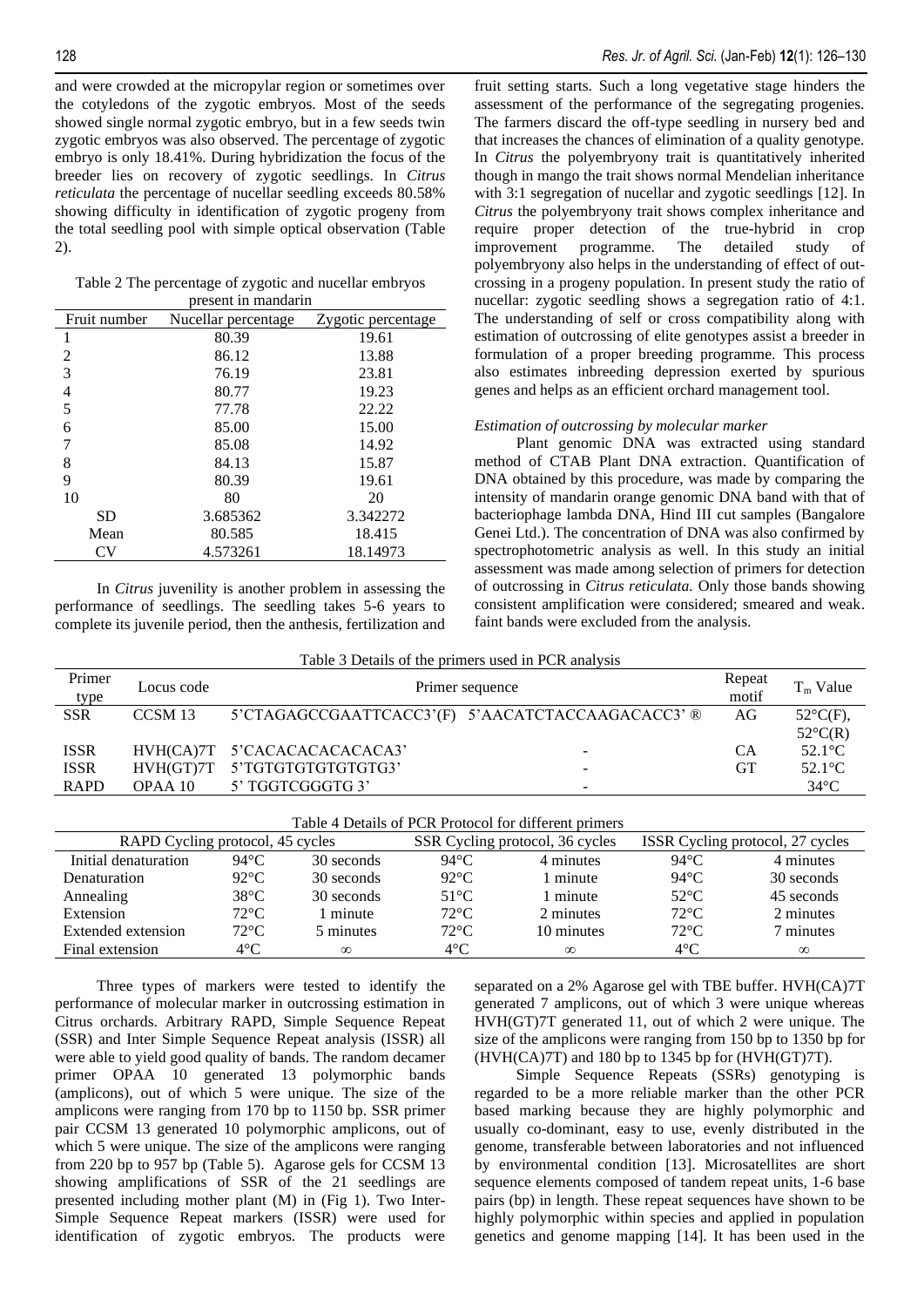and were crowded at the micropylar region or sometimes over the cotyledons of the zygotic embryos. Most of the seeds showed single normal zygotic embryo, but in a few seeds twin zygotic embryos was also observed. The percentage of zygotic embryo is only 18.41%. During hybridization the focus of the breeder lies on recovery of zygotic seedlings. In *Citrus reticulata* the percentage of nucellar seedling exceeds 80.58% showing difficulty in identification of zygotic progeny from the total seedling pool with simple optical observation (Table 2).

Table 2 The percentage of zygotic and nucellar embryos present in mandarin

| Fruit number | Nucellar percentage | Zygotic percentage |
|---|---|---|
| 1 | 80.39 | 19.61 |
| 2 | 86.12 | 13.88 |
| 3 | 76.19 | 23.81 |
| 4 | 80.77 | 19.23 |
| 5 | 77.78 | 22.22 |
| 6 | 85.00 | 15.00 |
| 7 | 85.08 | 14.92 |
| 8 | 84.13 | 15.87 |
| 9 | 80.39 | 19.61 |
| 10 | 80 | 20 |
| SD | 3.685362 | 3.342272 |
| Mean | 80.585 | 18.415 |
| CV | 4.573261 | 18.14973 |

In *Citrus* juvenility is another problem in assessing the performance of seedlings. The seedling takes 5-6 years to complete its juvenile period, then the anthesis, fertilization and fruit setting starts. Such a long vegetative stage hinders the assessment of the performance of the segregating progenies. The farmers discard the off-type seedling in nursery bed and that increases the chances of elimination of a quality genotype. In *Citrus* the polyembryony trait is quantitatively inherited though in mango the trait shows normal Mendelian inheritance with 3:1 segregation of nucellar and zygotic seedlings [12]. In *Citrus* the polyembryony trait shows complex inheritance and require proper detection of the true-hybrid in crop improvement programme. The detailed study of polyembryony also helps in the understanding of effect of out-crossing in a progeny population. In present study the ratio of nucellar: zygotic seedling shows a segregation ratio of 4:1. The understanding of self or cross compatibility along with estimation of outcrossing of elite genotypes assist a breeder in formulation of a proper breeding programme. This process also estimates inbreeding depression exerted by spurious genes and helps as an efficient orchard management tool.

*Estimation of outcrossing by molecular marker*

Plant genomic DNA was extracted using standard method of CTAB Plant DNA extraction. Quantification of DNA obtained by this procedure, was made by comparing the intensity of mandarin orange genomic DNA band with that of bacteriophage lambda DNA, Hind III cut samples (Bangalore Genei Ltd.). The concentration of DNA was also confirmed by spectrophotometric analysis as well. In this study an initial assessment was made among selection of primers for detection of outcrossing in *Citrus reticulata.* Only those bands showing consistent amplification were considered; smeared and weak. faint bands were excluded from the analysis.

Table 3 Details of the primers used in PCR analysis

| Primer type | Locus code | Primer sequence | | Repeat motif | $T_m$ Value |
|---|---|---|---|---|---|
| SSR | CCSM 13 | 5'CTAGAGCCGAATTCACC3'(F) | 5'AACATCTACCAAGACACC3' ® | AG | 52°C(F), 52°C(R) |
| ISSR | HVH(CA)7T | 5'CACACACACACACA3' | - | CA | 52.1°C |
| ISSR | HVH(GT)7T | 5'TGTGTGTGTGTGTG3' | - | GT | 52.1°C |
| RAPD | OPAA 10 | 5' TGGTCGGGTG 3' | - | | 34°C |

Table 4 Details of PCR Protocol for different primers

| RAPD Cycling protocol, 45 cycles | | | SSR Cycling protocol, 36 cycles | | ISSR Cycling protocol, 27 cycles | |
|---|---|---|---|---|---|---|
| Initial denaturation | 94°C | 30 seconds | 94°C | 4 minutes | 94°C | 4 minutes |
| Denaturation | 92°C | 30 seconds | 92°C | 1 minute | 94°C | 30 seconds |
| Annealing | 38°C | 30 seconds | 51°C | 1 minute | 52°C | 45 seconds |
| Extension | 72°C | 1 minute | 72°C | 2 minutes | 72°C | 2 minutes |
| Extended extension | 72°C | 5 minutes | 72°C | 10 minutes | 72°C | 7 minutes |
| Final extension | 4°C | ∞ | 4°C | ∞ | 4°C | ∞ |

Three types of markers were tested to identify the performance of molecular marker in outcrossing estimation in Citrus orchards. Arbitrary RAPD, Simple Sequence Repeat (SSR) and Inter Simple Sequence Repeat analysis (ISSR) all were able to yield good quality of bands. The random decamer primer OPAA 10 generated 13 polymorphic bands (amplicons), out of which 5 were unique. The size of the amplicons were ranging from 170 bp to 1150 bp. SSR primer pair CCSM 13 generated 10 polymorphic amplicons, out of which 5 were unique. The size of the amplicons were ranging from 220 bp to 957 bp (Table 5). Agarose gels for CCSM 13 showing amplifications of SSR of the 21 seedlings are presented including mother plant (M) in (Fig 1). Two Inter-Simple Sequence Repeat markers (ISSR) were used for identification of zygotic embryos. The products were separated on a 2% Agarose gel with TBE buffer. HVH(CA)7T generated 7 amplicons, out of which 3 were unique whereas HVH(GT)7T generated 11, out of which 2 were unique. The size of the amplicons were ranging from 150 bp to 1350 bp for (HVH(CA)7T) and 180 bp to 1345 bp for (HVH(GT)7T).

Simple Sequence Repeats (SSRs) genotyping is regarded to be a more reliable marker than the other PCR based marking because they are highly polymorphic and usually co-dominant, easy to use, evenly distributed in the genome, transferable between laboratories and not influenced by environmental condition [13]. Microsatellites are short sequence elements composed of tandem repeat units, 1-6 base pairs (bp) in length. These repeat sequences have shown to be highly polymorphic within species and applied in population genetics and genome mapping [14]. It has been used in the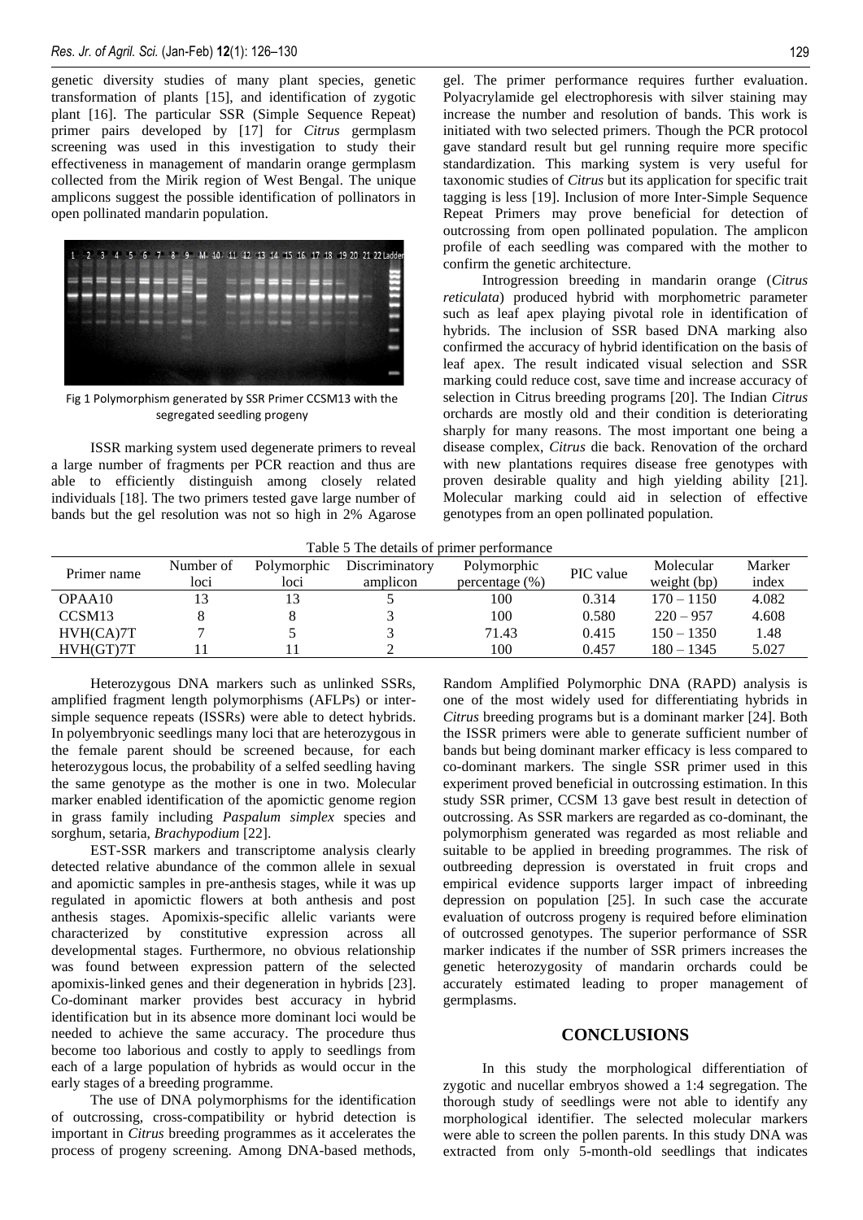genetic diversity studies of many plant species, genetic transformation of plants [15], and identification of zygotic plant [16]. The particular SSR (Simple Sequence Repeat) primer pairs developed by [17] for *Citrus* germplasm screening was used in this investigation to study their effectiveness in management of mandarin orange germplasm collected from the Mirik region of West Bengal. The unique amplicons suggest the possible identification of pollinators in open pollinated mandarin population.

Fig 1 Polymorphism generated by SSR Primer CCSM13 with the segregated seedling progeny

ISSR marking system used degenerate primers to reveal a large number of fragments per PCR reaction and thus are able to efficiently distinguish among closely related individuals [18]. The two primers tested gave large number of bands but the gel resolution was not so high in 2% Agarose gel. The primer performance requires further evaluation. Polyacrylamide gel electrophoresis with silver staining may increase the number and resolution of bands. This work is initiated with two selected primers. Though the PCR protocol gave standard result but gel running require more specific standardization. This marking system is very useful for taxonomic studies of *Citrus* but its application for specific trait tagging is less [19]. Inclusion of more Inter-Simple Sequence Repeat Primers may prove beneficial for detection of outcrossing from open pollinated population. The amplicon profile of each seedling was compared with the mother to confirm the genetic architecture.

Introgression breeding in mandarin orange (*Citrus reticulata*) produced hybrid with morphometric parameter such as leaf apex playing pivotal role in identification of hybrids. The inclusion of SSR based DNA marking also confirmed the accuracy of hybrid identification on the basis of leaf apex. The result indicated visual selection and SSR marking could reduce cost, save time and increase accuracy of selection in Citrus breeding programs [20]. The Indian *Citrus* orchards are mostly old and their condition is deteriorating sharply for many reasons. The most important one being a disease complex, *Citrus* die back. Renovation of the orchard with new plantations requires disease free genotypes with proven desirable quality and high yielding ability [21]. Molecular marking could aid in selection of effective genotypes from an open pollinated population.

Table 5 The details of primer performance

| Primer name | Number of loci | Polymorphic loci | Discriminatory amplicon | Polymorphic percentage (%) | PIC value | Molecular weight (bp) | Marker index |
|---|---|---|---|---|---|---|---|
| OPAA10 | 13 | 13 | 5 | 100 | 0.314 | 170 – 1150 | 4.082 |
| CCSM13 | 8 | 8 | 3 | 100 | 0.580 | 220 – 957 | 4.608 |
| HVH(CA)7T | 7 | 5 | 3 | 71.43 | 0.415 | 150 – 1350 | 1.48 |
| HVH(GT)7T | 11 | 11 | 2 | 100 | 0.457 | 180 – 1345 | 5.027 |

Heterozygous DNA markers such as unlinked SSRs, amplified fragment length polymorphisms (AFLPs) or inter-simple sequence repeats (ISSRs) were able to detect hybrids. In polyembryonic seedlings many loci that are heterozygous in the female parent should be screened because, for each heterozygous locus, the probability of a selfed seedling having the same genotype as the mother is one in two. Molecular marker enabled identification of the apomictic genome region in grass family including *Paspalum simplex* species and sorghum, setaria, *Brachypodium* [22].

EST-SSR markers and transcriptome analysis clearly detected relative abundance of the common allele in sexual and apomictic samples in pre-anthesis stages, while it was up regulated in apomictic flowers at both anthesis and post anthesis stages. Apomixis-specific allelic variants were characterized by constitutive expression across all developmental stages. Furthermore, no obvious relationship was found between expression pattern of the selected apomixis-linked genes and their degeneration in hybrids [23]. Co-dominant marker provides best accuracy in hybrid identification but in its absence more dominant loci would be needed to achieve the same accuracy. The procedure thus become too laborious and costly to apply to seedlings from each of a large population of hybrids as would occur in the early stages of a breeding programme.

The use of DNA polymorphisms for the identification of outcrossing, cross-compatibility or hybrid detection is important in *Citrus* breeding programmes as it accelerates the process of progeny screening. Among DNA-based methods, Random Amplified Polymorphic DNA (RAPD) analysis is one of the most widely used for differentiating hybrids in *Citrus* breeding programs but is a dominant marker [24]. Both the ISSR primers were able to generate sufficient number of bands but being dominant marker efficacy is less compared to co-dominant markers. The single SSR primer used in this experiment proved beneficial in outcrossing estimation. In this study SSR primer, CCSM 13 gave best result in detection of outcrossing. As SSR markers are regarded as co-dominant, the polymorphism generated was regarded as most reliable and suitable to be applied in breeding programmes. The risk of outbreeding depression is overstated in fruit crops and empirical evidence supports larger impact of inbreeding depression on population [25]. In such case the accurate evaluation of outcross progeny is required before elimination of outcrossed genotypes. The superior performance of SSR marker indicates if the number of SSR primers increases the genetic heterozygosity of mandarin orchards could be accurately estimated leading to proper management of germplasms.

## CONCLUSIONS

In this study the morphological differentiation of zygotic and nucellar embryos showed a 1:4 segregation. The thorough study of seedlings were not able to identify any morphological identifier. The selected molecular markers were able to screen the pollen parents. In this study DNA was extracted from only 5-month-old seedlings that indicates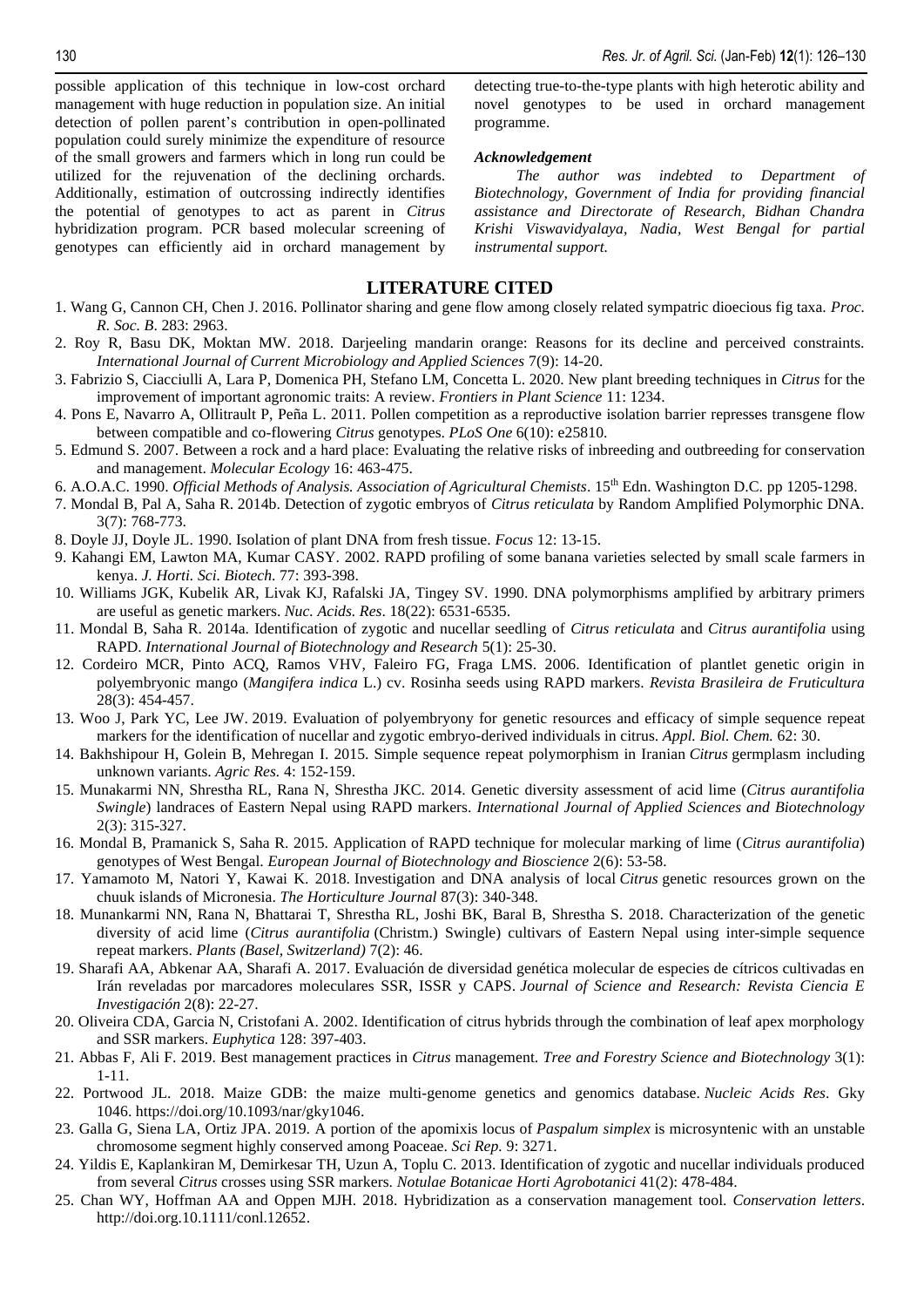possible application of this technique in low-cost orchard management with huge reduction in population size. An initial detection of pollen parent's contribution in open-pollinated population could surely minimize the expenditure of resource of the small growers and farmers which in long run could be utilized for the rejuvenation of the declining orchards. Additionally, estimation of outcrossing indirectly identifies the potential of genotypes to act as parent in *Citrus* hybridization program. PCR based molecular screening of genotypes can efficiently aid in orchard management by detecting true-to-the-type plants with high heterotic ability and novel genotypes to be used in orchard management programme.

#### *Acknowledgement*

*The author was indebted to Department of Biotechnology, Government of India for providing financial assistance and Directorate of Research, Bidhan Chandra Krishi Viswavidyalaya, Nadia, West Bengal for partial instrumental support.*

## LITERATURE CITED

1. Wang G, Cannon CH, Chen J. 2016. Pollinator sharing and gene flow among closely related sympatric dioecious fig taxa. *Proc. R. Soc. B*. 283: 2963.
2. Roy R, Basu DK, Moktan MW. 2018. Darjeeling mandarin orange: Reasons for its decline and perceived constraints. *International Journal of Current Microbiology and Applied Sciences* 7(9): 14-20.
3. Fabrizio S, Ciacciulli A, Lara P, Domenica PH, Stefano LM, Concetta L. 2020. New plant breeding techniques in *Citrus* for the improvement of important agronomic traits: A review. *Frontiers in Plant Science* 11: 1234.
4. Pons E, Navarro A, Ollitrault P, Peña L. 2011. Pollen competition as a reproductive isolation barrier represses transgene flow between compatible and co-flowering *Citrus* genotypes. *PLoS One* 6(10): e25810.
5. Edmund S. 2007. Between a rock and a hard place: Evaluating the relative risks of inbreeding and outbreeding for conservation and management. *Molecular Ecology* 16: 463-475.
6. A.O.A.C. 1990. *Official Methods of Analysis. Association of Agricultural Chemists*. 15th Edn. Washington D.C. pp 1205-1298.
7. Mondal B, Pal A, Saha R. 2014b. Detection of zygotic embryos of *Citrus reticulata* by Random Amplified Polymorphic DNA. 3(7): 768-773.
8. Doyle JJ, Doyle JL. 1990. Isolation of plant DNA from fresh tissue. *Focus* 12: 13-15.
9. Kahangi EM, Lawton MA, Kumar CASY. 2002. RAPD profiling of some banana varieties selected by small scale farmers in kenya. *J. Horti. Sci. Biotech.* 77: 393-398.
10. Williams JGK, Kubelik AR, Livak KJ, Rafalski JA, Tingey SV. 1990. DNA polymorphisms amplified by arbitrary primers are useful as genetic markers. *Nuc. Acids. Res*. 18(22): 6531-6535.
11. Mondal B, Saha R. 2014a. Identification of zygotic and nucellar seedling of *Citrus reticulata* and *Citrus aurantifolia* using RAPD. *International Journal of Biotechnology and Research* 5(1): 25-30.
12. Cordeiro MCR, Pinto ACQ, Ramos VHV, Faleiro FG, Fraga LMS. 2006. Identification of plantlet genetic origin in polyembryonic mango (*Mangifera indica* L.) cv. Rosinha seeds using RAPD markers. *Revista Brasileira de Fruticultura* 28(3): 454-457.
13. Woo J, Park YC, Lee JW. 2019. Evaluation of polyembryony for genetic resources and efficacy of simple sequence repeat markers for the identification of nucellar and zygotic embryo-derived individuals in citrus. *Appl. Biol. Chem.* 62: 30.
14. Bakhshipour H, Golein B, Mehregan I. 2015. Simple sequence repeat polymorphism in Iranian *Citrus* germplasm including unknown variants. *Agric Res*. 4: 152-159.
15. Munakarmi NN, Shrestha RL, Rana N, Shrestha JKC. 2014. Genetic diversity assessment of acid lime (*Citrus aurantifolia Swingle*) landraces of Eastern Nepal using RAPD markers. *International Journal of Applied Sciences and Biotechnology* 2(3): 315-327.
16. Mondal B, Pramanick S, Saha R. 2015. Application of RAPD technique for molecular marking of lime (*Citrus aurantifolia*) genotypes of West Bengal. *European Journal of Biotechnology and Bioscience* 2(6): 53-58.
17. Yamamoto M, Natori Y, Kawai K. 2018. Investigation and DNA analysis of local *Citrus* genetic resources grown on the chuuk islands of Micronesia. *The Horticulture Journal* 87(3): 340-348.
18. Munankarmi NN, Rana N, Bhattarai T, Shrestha RL, Joshi BK, Baral B, Shrestha S. 2018. Characterization of the genetic diversity of acid lime (*Citrus aurantifolia* (Christm.) Swingle) cultivars of Eastern Nepal using inter-simple sequence repeat markers. *Plants (Basel, Switzerland)* 7(2): 46.
19. Sharafi AA, Abkenar AA, Sharafi A. 2017. Evaluación de diversidad genética molecular de especies de cítricos cultivadas en Irán reveladas por marcadores moleculares SSR, ISSR y CAPS. *Journal of Science and Research: Revista Ciencia E Investigación* 2(8): 22-27.
20. Oliveira CDA, Garcia N, Cristofani A. 2002. Identification of citrus hybrids through the combination of leaf apex morphology and SSR markers. *Euphytica* 128: 397-403.
21. Abbas F, Ali F. 2019. Best management practices in *Citrus* management. *Tree and Forestry Science and Biotechnology* 3(1): 1-11.
22. Portwood JL. 2018. Maize GDB: the maize multi-genome genetics and genomics database. *Nucleic Acids Res*. Gky 1046. https://doi.org/10.1093/nar/gky1046.
23. Galla G, Siena LA, Ortiz JPA. 2019. A portion of the apomixis locus of *Paspalum simplex* is microsyntenic with an unstable chromosome segment highly conserved among Poaceae. *Sci Rep.* 9: 3271.
24. Yildis E, Kaplankiran M, Demirkesar TH, Uzun A, Toplu C. 2013. Identification of zygotic and nucellar individuals produced from several *Citrus* crosses using SSR markers. *Notulae Botanicae Horti Agrobotanici* 41(2): 478-484.
25. Chan WY, Hoffman AA and Oppen MJH. 2018. Hybridization as a conservation management tool. *Conservation letters*. http://doi.org.10.1111/conl.12652.